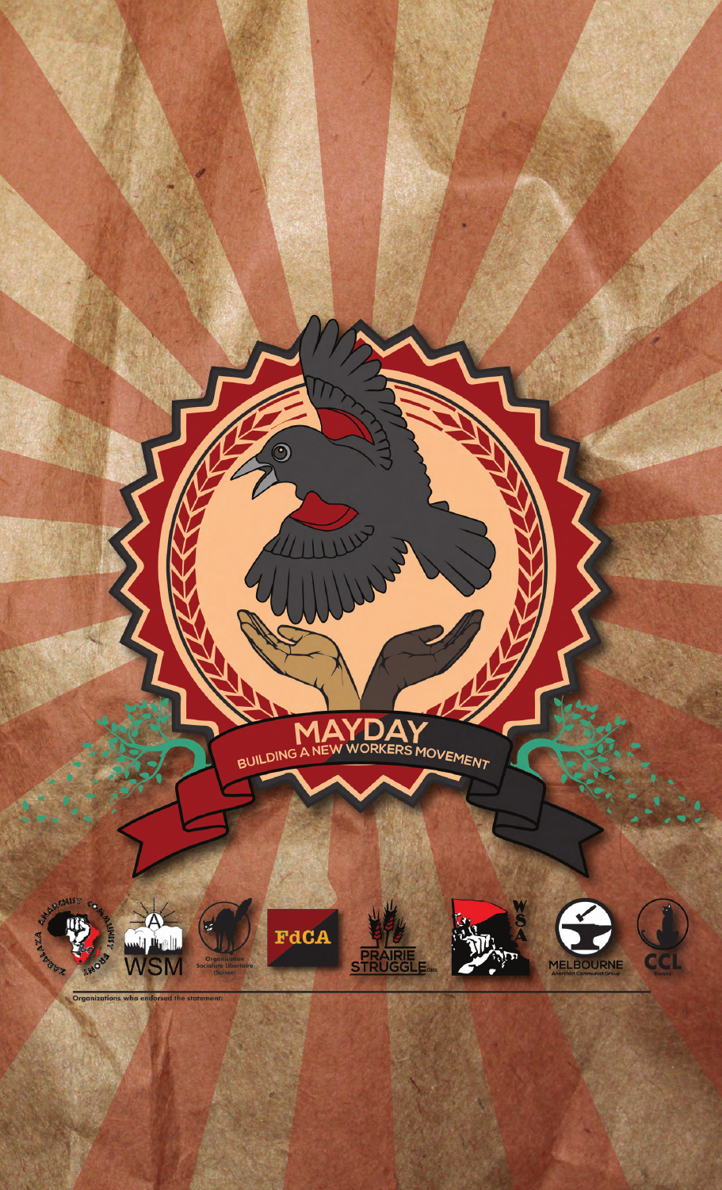# MAYDAY

BUILDING A NEW WORKERS MOVEMENT

Organizations who endorsed the statement:

ZABALAZA ANARCHIST COMMUNIST FRONT

WSM

Organisation Socialiste Libertaire (Suisse)

FdCA

PRAIRIE STRUGGLE.ORG

WSA

MELBOURNE Anarchist Communist Group

CCL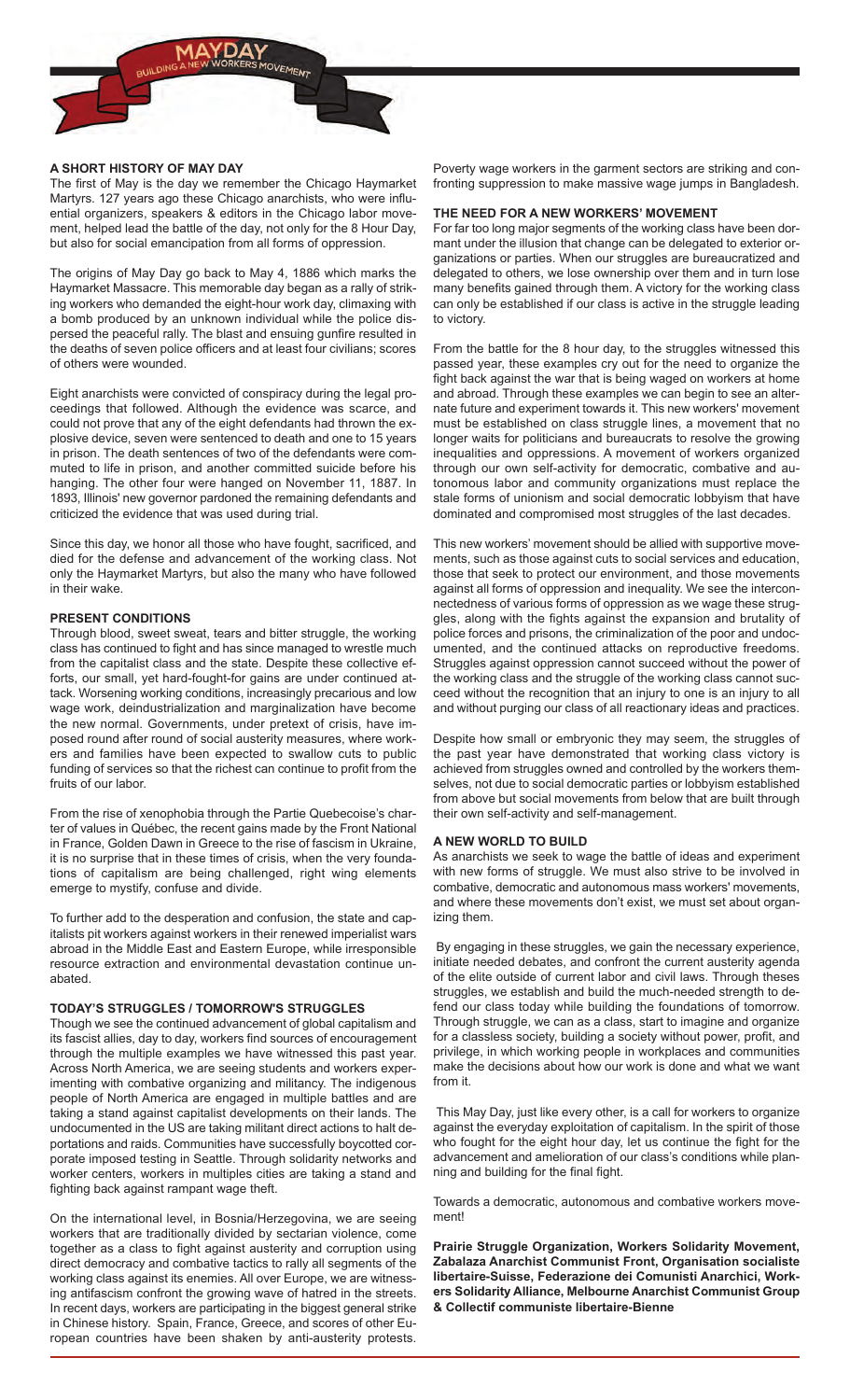# MAYDAY

BUILDING A NEW WORKERS MOVEMENT

## A SHORT HISTORY OF MAY DAY

The first of May is the day we remember the Chicago Haymarket Martyrs. 127 years ago these Chicago anarchists, who were influential organizers, speakers & editors in the Chicago labor movement, helped lead the battle of the day, not only for the 8 Hour Day, but also for social emancipation from all forms of oppression.

The origins of May Day go back to May 4, 1886 which marks the Haymarket Massacre. This memorable day began as a rally of striking workers who demanded the eight-hour work day, climaxing with a bomb produced by an unknown individual while the police dispersed the peaceful rally. The blast and ensuing gunfire resulted in the deaths of seven police officers and at least four civilians; scores of others were wounded.

Eight anarchists were convicted of conspiracy during the legal proceedings that followed. Although the evidence was scarce, and could not prove that any of the eight defendants had thrown the explosive device, seven were sentenced to death and one to 15 years in prison. The death sentences of two of the defendants were commuted to life in prison, and another committed suicide before his hanging. The other four were hanged on November 11, 1887. In 1893, Illinois' new governor pardoned the remaining defendants and criticized the evidence that was used during trial.

Since this day, we honor all those who have fought, sacrificed, and died for the defense and advancement of the working class. Not only the Haymarket Martyrs, but also the many who have followed in their wake.

## PRESENT CONDITIONS

Through blood, sweet sweat, tears and bitter struggle, the working class has continued to fight and has since managed to wrestle much from the capitalist class and the state. Despite these collective efforts, our small, yet hard-fought-for gains are under continued attack. Worsening working conditions, increasingly precarious and low wage work, deindustrialization and marginalization have become the new normal. Governments, under pretext of crisis, have imposed round after round of social austerity measures, where workers and families have been expected to swallow cuts to public funding of services so that the richest can continue to profit from the fruits of our labor.

From the rise of xenophobia through the Partie Quebecoise's charter of values in Québec, the recent gains made by the Front National in France, Golden Dawn in Greece to the rise of fascism in Ukraine, it is no surprise that in these times of crisis, when the very foundations of capitalism are being challenged, right wing elements emerge to mystify, confuse and divide.

To further add to the desperation and confusion, the state and capitalists pit workers against workers in their renewed imperialist wars abroad in the Middle East and Eastern Europe, while irresponsible resource extraction and environmental devastation continue unabated.

## TODAY'S STRUGGLES / TOMORROW'S STRUGGLES

Though we see the continued advancement of global capitalism and its fascist allies, day to day, workers find sources of encouragement through the multiple examples we have witnessed this past year. Across North America, we are seeing students and workers experimenting with combative organizing and militancy. The indigenous people of North America are engaged in multiple battles and are taking a stand against capitalist developments on their lands. The undocumented in the US are taking militant direct actions to halt deportations and raids. Communities have successfully boycotted corporate imposed testing in Seattle. Through solidarity networks and worker centers, workers in multiples cities are taking a stand and fighting back against rampant wage theft.

On the international level, in Bosnia/Herzegovina, we are seeing workers that are traditionally divided by sectarian violence, come together as a class to fight against austerity and corruption using direct democracy and combative tactics to rally all segments of the working class against its enemies. All over Europe, we are witnessing antifascism confront the growing wave of hatred in the streets. In recent days, workers are participating in the biggest general strike in Chinese history. Spain, France, Greece, and scores of other European countries have been shaken by anti-austerity protests. Poverty wage workers in the garment sectors are striking and confronting suppression to make massive wage jumps in Bangladesh.

## THE NEED FOR A NEW WORKERS' MOVEMENT

For far too long major segments of the working class have been dormant under the illusion that change can be delegated to exterior organizations or parties. When our struggles are bureaucratized and delegated to others, we lose ownership over them and in turn lose many benefits gained through them. A victory for the working class can only be established if our class is active in the struggle leading to victory.

From the battle for the 8 hour day, to the struggles witnessed this passed year, these examples cry out for the need to organize the fight back against the war that is being waged on workers at home and abroad. Through these examples we can begin to see an alternate future and experiment towards it. This new workers' movement must be established on class struggle lines, a movement that no longer waits for politicians and bureaucrats to resolve the growing inequalities and oppressions. A movement of workers organized through our own self-activity for democratic, combative and autonomous labor and community organizations must replace the stale forms of unionism and social democratic lobbyism that have dominated and compromised most struggles of the last decades.

This new workers' movement should be allied with supportive movements, such as those against cuts to social services and education, those that seek to protect our environment, and those movements against all forms of oppression and inequality. We see the interconnectedness of various forms of oppression as we wage these struggles, along with the fights against the expansion and brutality of police forces and prisons, the criminalization of the poor and undocumented, and the continued attacks on reproductive freedoms. Struggles against oppression cannot succeed without the power of the working class and the struggle of the working class cannot succeed without the recognition that an injury to one is an injury to all and without purging our class of all reactionary ideas and practices.

Despite how small or embryonic they may seem, the struggles of the past year have demonstrated that working class victory is achieved from struggles owned and controlled by the workers themselves, not due to social democratic parties or lobbyism established from above but social movements from below that are built through their own self-activity and self-management.

## A NEW WORLD TO BUILD

As anarchists we seek to wage the battle of ideas and experiment with new forms of struggle. We must also strive to be involved in combative, democratic and autonomous mass workers' movements, and where these movements don't exist, we must set about organizing them.

By engaging in these struggles, we gain the necessary experience, initiate needed debates, and confront the current austerity agenda of the elite outside of current labor and civil laws. Through theses struggles, we establish and build the much-needed strength to defend our class today while building the foundations of tomorrow. Through struggle, we can as a class, start to imagine and organize for a classless society, building a society without power, profit, and privilege, in which working people in workplaces and communities make the decisions about how our work is done and what we want from it.

This May Day, just like every other, is a call for workers to organize against the everyday exploitation of capitalism. In the spirit of those who fought for the eight hour day, let us continue the fight for the advancement and amelioration of our class's conditions while planning and building for the final fight.

Towards a democratic, autonomous and combative workers movement!

**Prairie Struggle Organization, Workers Solidarity Movement, Zabalaza Anarchist Communist Front, Organisation socialiste libertaire-Suisse, Federazione dei Comunisti Anarchici, Workers Solidarity Alliance, Melbourne Anarchist Communist Group & Collectif communiste libertaire-Bienne**